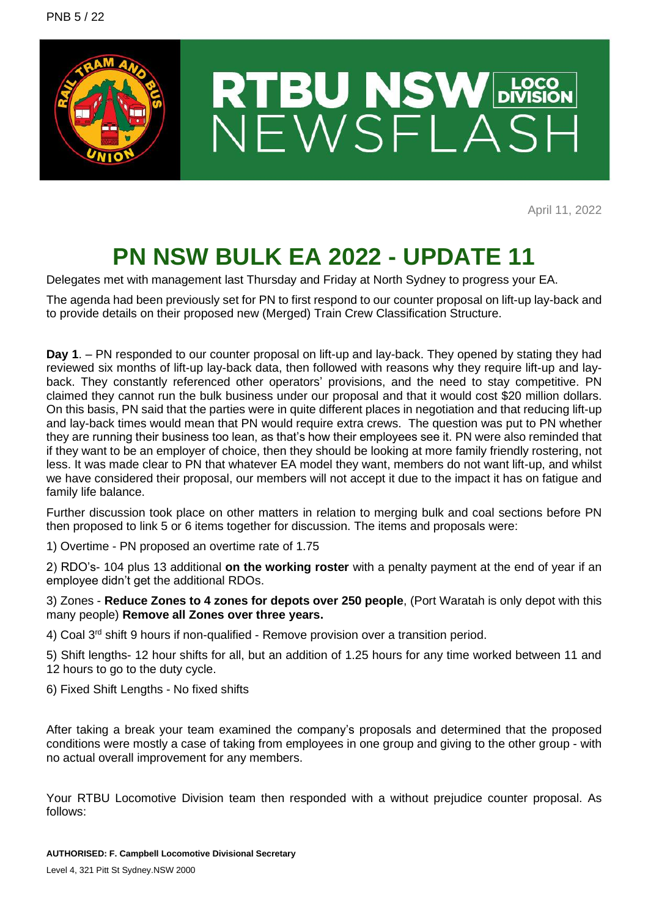# RTBU NSW LOCO DIVISION NEWSFLASH

April 11, 2022

# PN NSW BULK EA 2022 - UPDATE 11

Delegates met with management last Thursday and Friday at North Sydney to progress your EA.

The agenda had been previously set for PN to first respond to our counter proposal on lift-up lay-back and to provide details on their proposed new (Merged) Train Crew Classification Structure.

**Day 1**. – PN responded to our counter proposal on lift-up and lay-back. They opened by stating they had reviewed six months of lift-up lay-back data, then followed with reasons why they require lift-up and lay-back. They constantly referenced other operators' provisions, and the need to stay competitive. PN claimed they cannot run the bulk business under our proposal and that it would cost $20 million dollars. On this basis, PN said that the parties were in quite different places in negotiation and that reducing lift-up and lay-back times would mean that PN would require extra crews. The question was put to PN whether they are running their business too lean, as that's how their employees see it. PN were also reminded that if they want to be an employer of choice, then they should be looking at more family friendly rostering, not less. It was made clear to PN that whatever EA model they want, members do not want lift-up, and whilst we have considered their proposal, our members will not accept it due to the impact it has on fatigue and family life balance.

Further discussion took place on other matters in relation to merging bulk and coal sections before PN then proposed to link 5 or 6 items together for discussion. The items and proposals were:

1) Overtime - PN proposed an overtime rate of 1.75

2) RDO's- 104 plus 13 additional **on the working roster** with a penalty payment at the end of year if an employee didn't get the additional RDOs.

3) Zones - **Reduce Zones to 4 zones for depots over 250 people**, (Port Waratah is only depot with this many people) **Remove all Zones over three years.**

4) Coal 3rd shift 9 hours if non-qualified - Remove provision over a transition period.

5) Shift lengths- 12 hour shifts for all, but an addition of 1.25 hours for any time worked between 11 and 12 hours to go to the duty cycle.

6) Fixed Shift Lengths - No fixed shifts

After taking a break your team examined the company's proposals and determined that the proposed conditions were mostly a case of taking from employees in one group and giving to the other group - with no actual overall improvement for any members.

Your RTBU Locomotive Division team then responded with a without prejudice counter proposal. As follows:

**AUTHORISED: F. Campbell Locomotive Divisional Secretary**

Level 4, 321 Pitt St Sydney.NSW 2000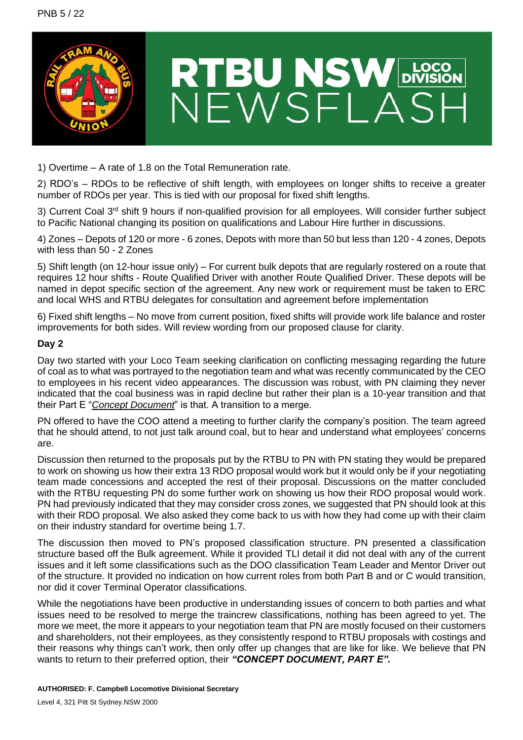# RTBU NSW LOCO DIVISION NEWSFLASH

1) Overtime – A rate of 1.8 on the Total Remuneration rate.

2) RDO's – RDOs to be reflective of shift length, with employees on longer shifts to receive a greater number of RDOs per year. This is tied with our proposal for fixed shift lengths.

3) Current Coal 3rd shift 9 hours if non-qualified provision for all employees. Will consider further subject to Pacific National changing its position on qualifications and Labour Hire further in discussions.

4) Zones – Depots of 120 or more - 6 zones, Depots with more than 50 but less than 120 - 4 zones, Depots with less than 50 - 2 Zones

5) Shift length (on 12-hour issue only) – For current bulk depots that are regularly rostered on a route that requires 12 hour shifts - Route Qualified Driver with another Route Qualified Driver. These depots will be named in depot specific section of the agreement. Any new work or requirement must be taken to ERC and local WHS and RTBU delegates for consultation and agreement before implementation

6) Fixed shift lengths – No move from current position, fixed shifts will provide work life balance and roster improvements for both sides. Will review wording from our proposed clause for clarity.

**Day 2**

Day two started with your Loco Team seeking clarification on conflicting messaging regarding the future of coal as to what was portrayed to the negotiation team and what was recently communicated by the CEO to employees in his recent video appearances. The discussion was robust, with PN claiming they never indicated that the coal business was in rapid decline but rather their plan is a 10-year transition and that their Part E "*Concept Document*" is that. A transition to a merge.

PN offered to have the COO attend a meeting to further clarify the company's position. The team agreed that he should attend, to not just talk around coal, but to hear and understand what employees' concerns are.

Discussion then returned to the proposals put by the RTBU to PN with PN stating they would be prepared to work on showing us how their extra 13 RDO proposal would work but it would only be if your negotiating team made concessions and accepted the rest of their proposal. Discussions on the matter concluded with the RTBU requesting PN do some further work on showing us how their RDO proposal would work. PN had previously indicated that they may consider cross zones, we suggested that PN should look at this with their RDO proposal. We also asked they come back to us with how they had come up with their claim on their industry standard for overtime being 1.7.

The discussion then moved to PN's proposed classification structure. PN presented a classification structure based off the Bulk agreement. While it provided TLI detail it did not deal with any of the current issues and it left some classifications such as the DOO classification Team Leader and Mentor Driver out of the structure. It provided no indication on how current roles from both Part B and or C would transition, nor did it cover Terminal Operator classifications.

While the negotiations have been productive in understanding issues of concern to both parties and what issues need to be resolved to merge the traincrew classifications, nothing has been agreed to yet. The more we meet, the more it appears to your negotiation team that PN are mostly focused on their customers and shareholders, not their employees, as they consistently respond to RTBU proposals with costings and their reasons why things can't work, then only offer up changes that are like for like. We believe that PN wants to return to their preferred option, their ***"CONCEPT DOCUMENT, PART E".***

**AUTHORISED: F. Campbell Locomotive Divisional Secretary**

Level 4, 321 Pitt St Sydney.NSW 2000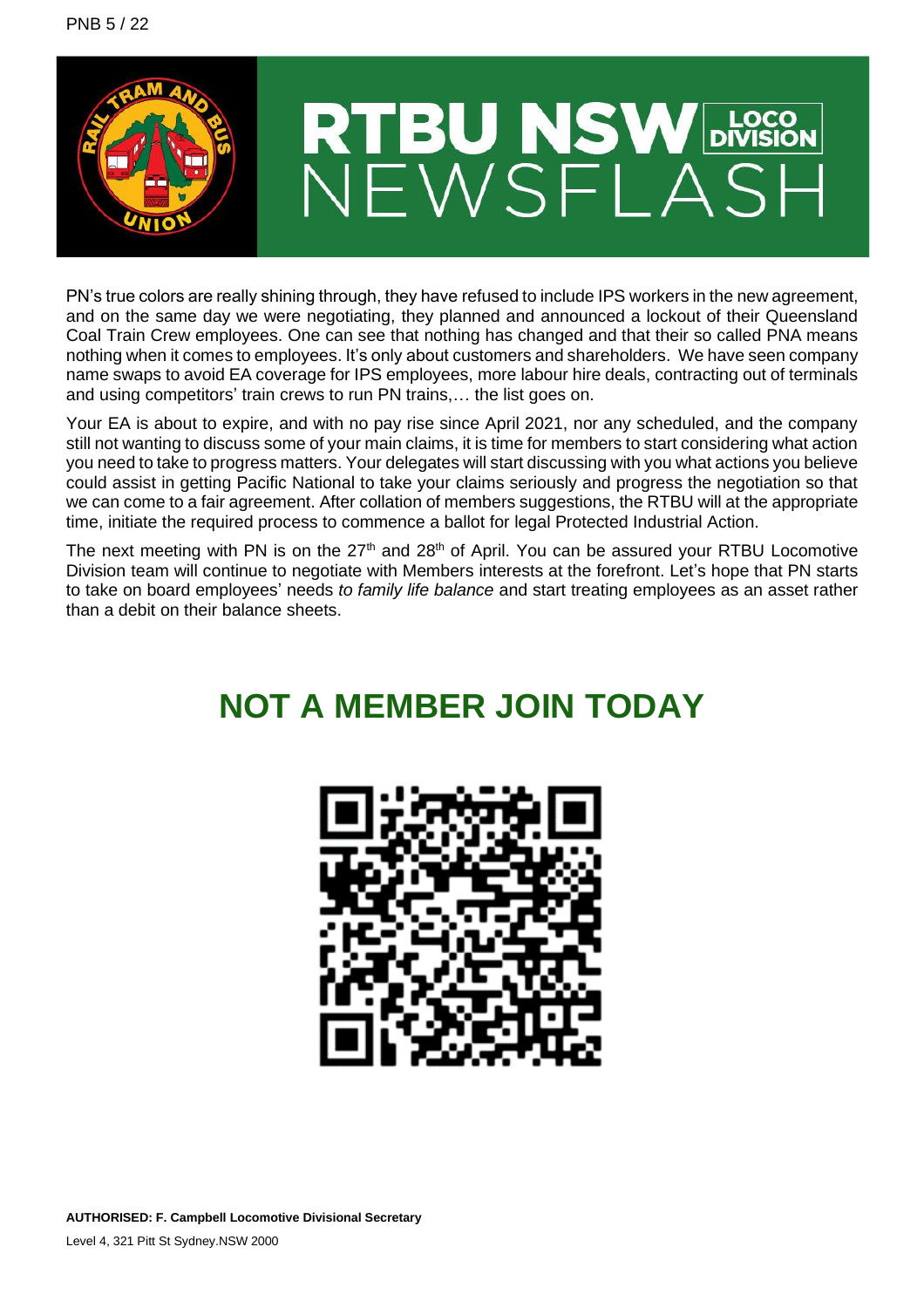PN's true colors are really shining through, they have refused to include IPS workers in the new agreement, and on the same day we were negotiating, they planned and announced a lockout of their Queensland Coal Train Crew employees. One can see that nothing has changed and that their so called PNA means nothing when it comes to employees. It's only about customers and shareholders. We have seen company name swaps to avoid EA coverage for IPS employees, more labour hire deals, contracting out of terminals and using competitors' train crews to run PN trains,… the list goes on.

Your EA is about to expire, and with no pay rise since April 2021, nor any scheduled, and the company still not wanting to discuss some of your main claims, it is time for members to start considering what action you need to take to progress matters. Your delegates will start discussing with you what actions you believe could assist in getting Pacific National to take your claims seriously and progress the negotiation so that we can come to a fair agreement. After collation of members suggestions, the RTBU will at the appropriate time, initiate the required process to commence a ballot for legal Protected Industrial Action.

The next meeting with PN is on the 27th and 28th of April. You can be assured your RTBU Locomotive Division team will continue to negotiate with Members interests at the forefront. Let's hope that PN starts to take on board employees' needs *to family life balance* and start treating employees as an asset rather than a debit on their balance sheets.

# NOT A MEMBER JOIN TODAY

**AUTHORISED: F. Campbell Locomotive Divisional Secretary**

Level 4, 321 Pitt St Sydney.NSW 2000